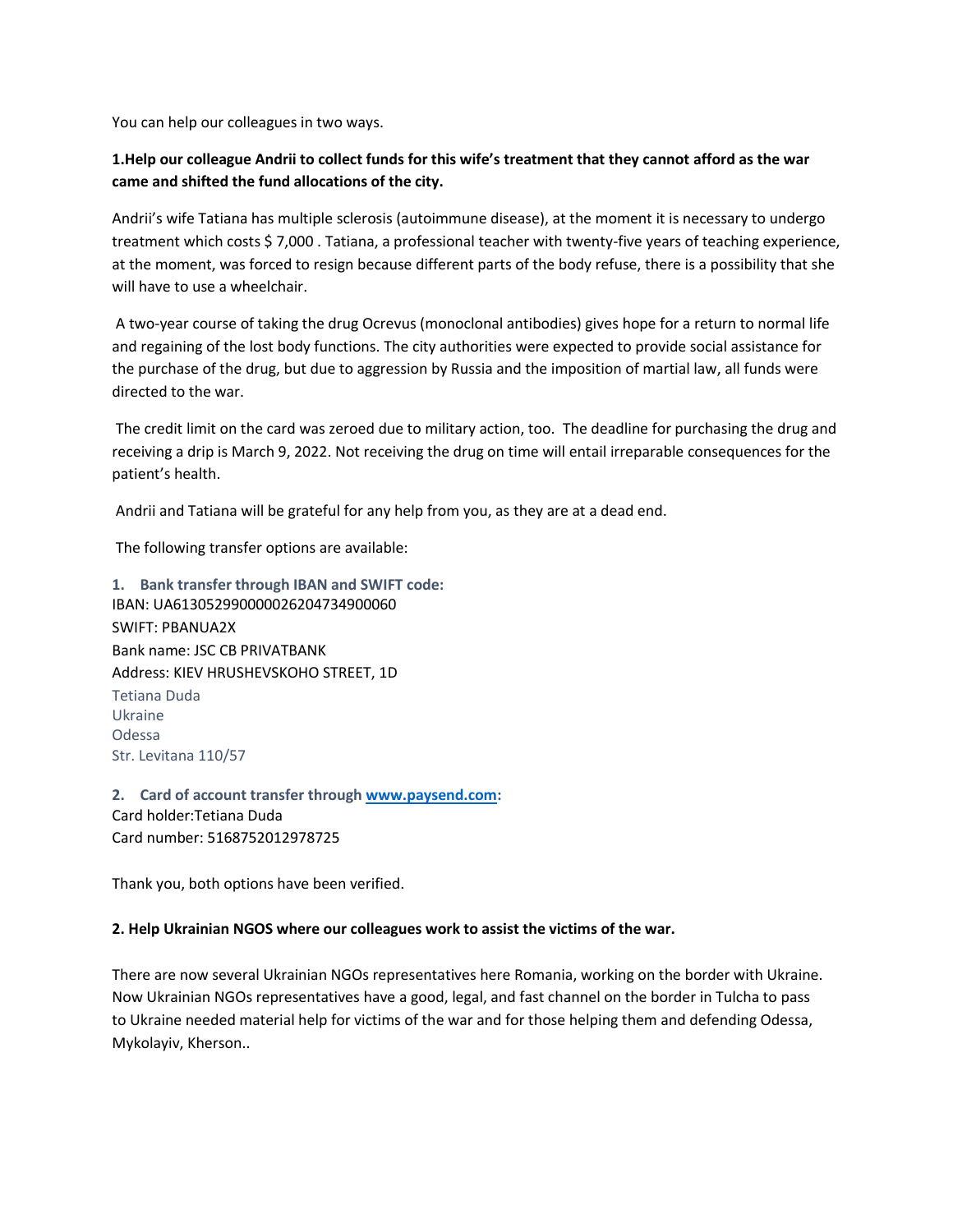You can help our colleagues in two ways.

**1.Help our colleague Andrii to collect funds for this wife's treatment that they cannot afford as the war came and shifted the fund allocations of the city.**

Andrii's wife Tatiana has multiple sclerosis (autoimmune disease), at the moment it is necessary to undergo treatment which costs $ 7,000 . Tatiana, a professional teacher with twenty-five years of teaching experience, at the moment, was forced to resign because different parts of the body refuse, there is a possibility that she will have to use a wheelchair.

A two-year course of taking the drug Ocrevus (monoclonal antibodies) gives hope for a return to normal life and regaining of the lost body functions. The city authorities were expected to provide social assistance for the purchase of the drug, but due to aggression by Russia and the imposition of martial law, all funds were directed to the war.

The credit limit on the card was zeroed due to military action, too. The deadline for purchasing the drug and receiving a drip is March 9, 2022. Not receiving the drug on time will entail irreparable consequences for the patient's health.

Andrii and Tatiana will be grateful for any help from you, as they are at a dead end.

The following transfer options are available:

1. **Bank transfer through IBAN and SWIFT code:**

IBAN: UA613052990000026204734900060
SWIFT: PBANUA2X
Bank name: JSC CB PRIVATBANK
Address: KIEV HRUSHEVSKOHO STREET, 1D
Tetiana Duda
Ukraine
Odessa
Str. Levitana 110/57

2. **Card of account transfer through [www.paysend.com](www.paysend.com):**

Card holder:Tetiana Duda
Card number: 5168752012978725

Thank you, both options have been verified.

**2. Help Ukrainian NGOS where our colleagues work to assist the victims of the war.**

There are now several Ukrainian NGOs representatives here Romania, working on the border with Ukraine. Now Ukrainian NGOs representatives have a good, legal, and fast channel on the border in Tulcha to pass to Ukraine needed material help for victims of the war and for those helping them and defending Odessa, Mykolayiv, Kherson..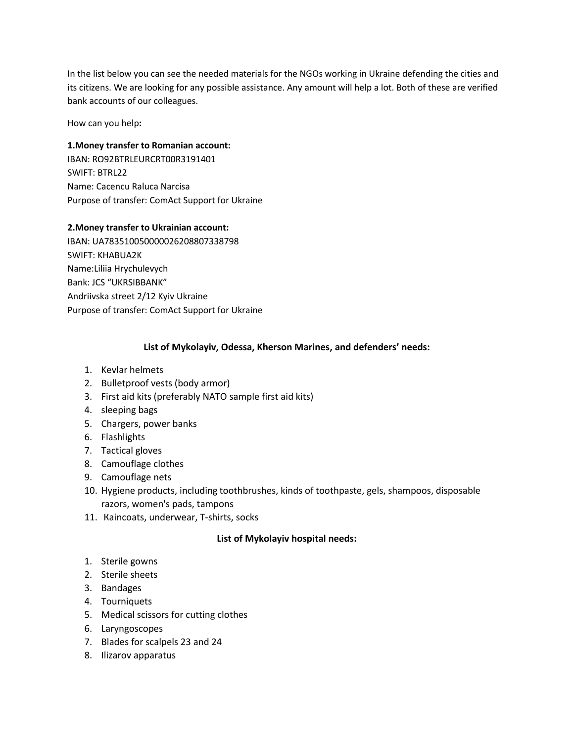In the list below you can see the needed materials for the NGOs working in Ukraine defending the cities and its citizens. We are looking for any possible assistance. Any amount will help a lot. Both of these are verified bank accounts of our colleagues.

How can you help**:**

**1.Money transfer to Romanian account:**
IBAN: RO92BTRLEURCRT00R3191401
SWIFT: BTRL22
Name: Cacencu Raluca Narcisa
Purpose of transfer: ComAct Support for Ukraine

**2.Money transfer to Ukrainian account:**
IBAN: UA783510050000026208807338798
SWIFT: KHABUA2K
Name:Liliia Hrychulevych
Bank: JCS "UKRSIBBANK"
Andriivska street 2/12 Kyiv Ukraine
Purpose of transfer: ComAct Support for Ukraine

**List of Mykolayiv, Odessa, Kherson Marines, and defenders' needs:**

1. Kevlar helmets
2. Bulletproof vests (body armor)
3. First aid kits (preferably NATO sample first aid kits)
4. sleeping bags
5. Chargers, power banks
6. Flashlights
7. Tactical gloves
8. Camouflage clothes
9. Camouflage nets
10. Hygiene products, including toothbrushes, kinds of toothpaste, gels, shampoos, disposable razors, women's pads, tampons
11. Кaincoats, underwear, T-shirts, socks

**List of Mykolayiv hospital needs:**

1. Sterile gowns
2. Sterile sheets
3. Bandages
4. Tourniquets
5. Medical scissors for cutting clothes
6. Laryngoscopes
7. Blades for scalpels 23 and 24
8. Ilizarov apparatus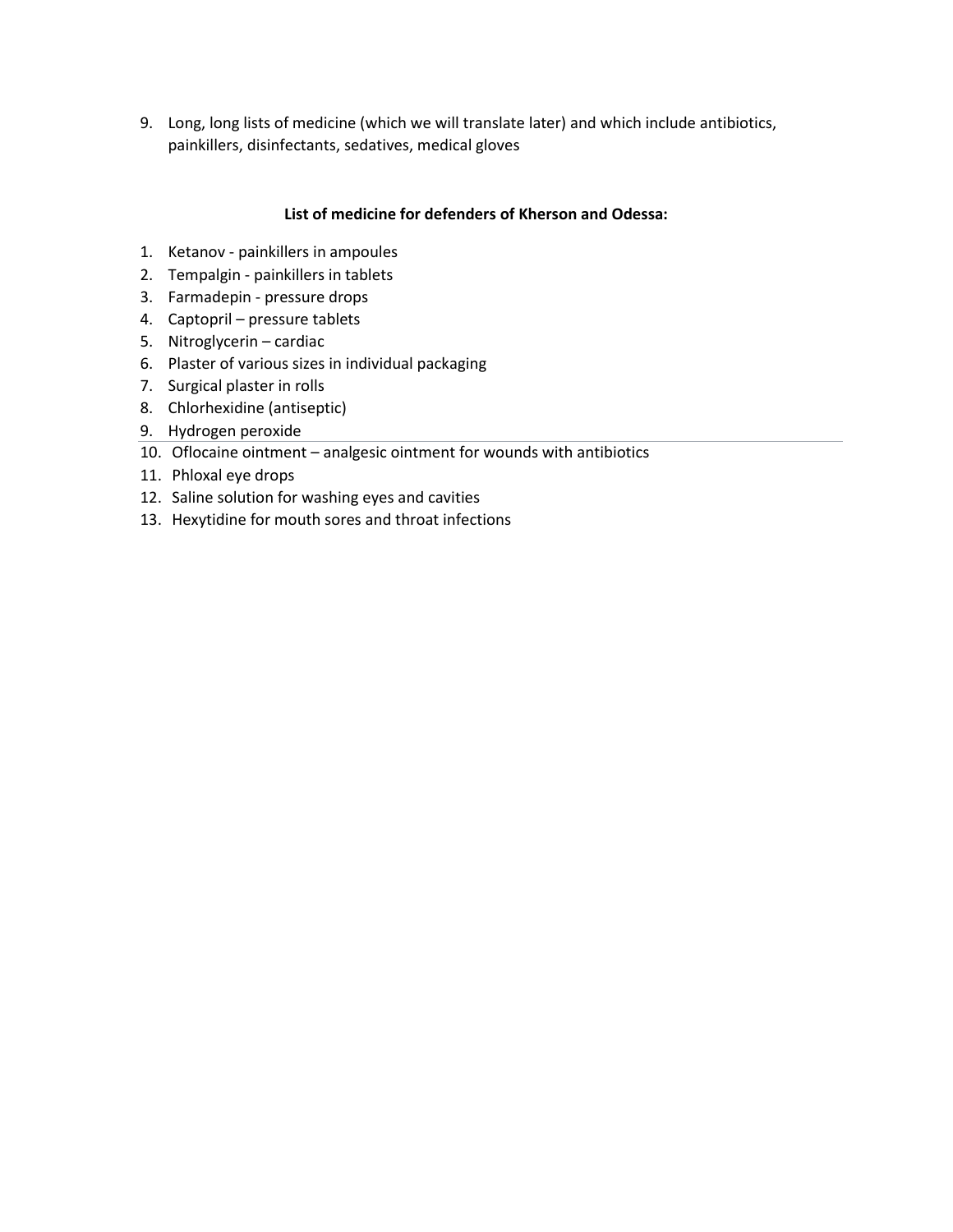9. Long, long lists of medicine (which we will translate later) and which include antibiotics, painkillers, disinfectants, sedatives, medical gloves

**List of medicine for defenders of Kherson and Odessa:**

1. Ketanov - painkillers in ampoules
2. Tempalgin - painkillers in tablets
3. Farmadepin - pressure drops
4. Captopril – pressure tablets
5. Nitroglycerin – cardiac
6. Plaster of various sizes in individual packaging
7. Surgical plaster in rolls
8. Chlorhexidine (antiseptic)
9. Hydrogen peroxide
10. Oflocaine ointment – analgesic ointment for wounds with antibiotics
11. Phloxal eye drops
12. Saline solution for washing eyes and cavities
13. Hexytidine for mouth sores and throat infections